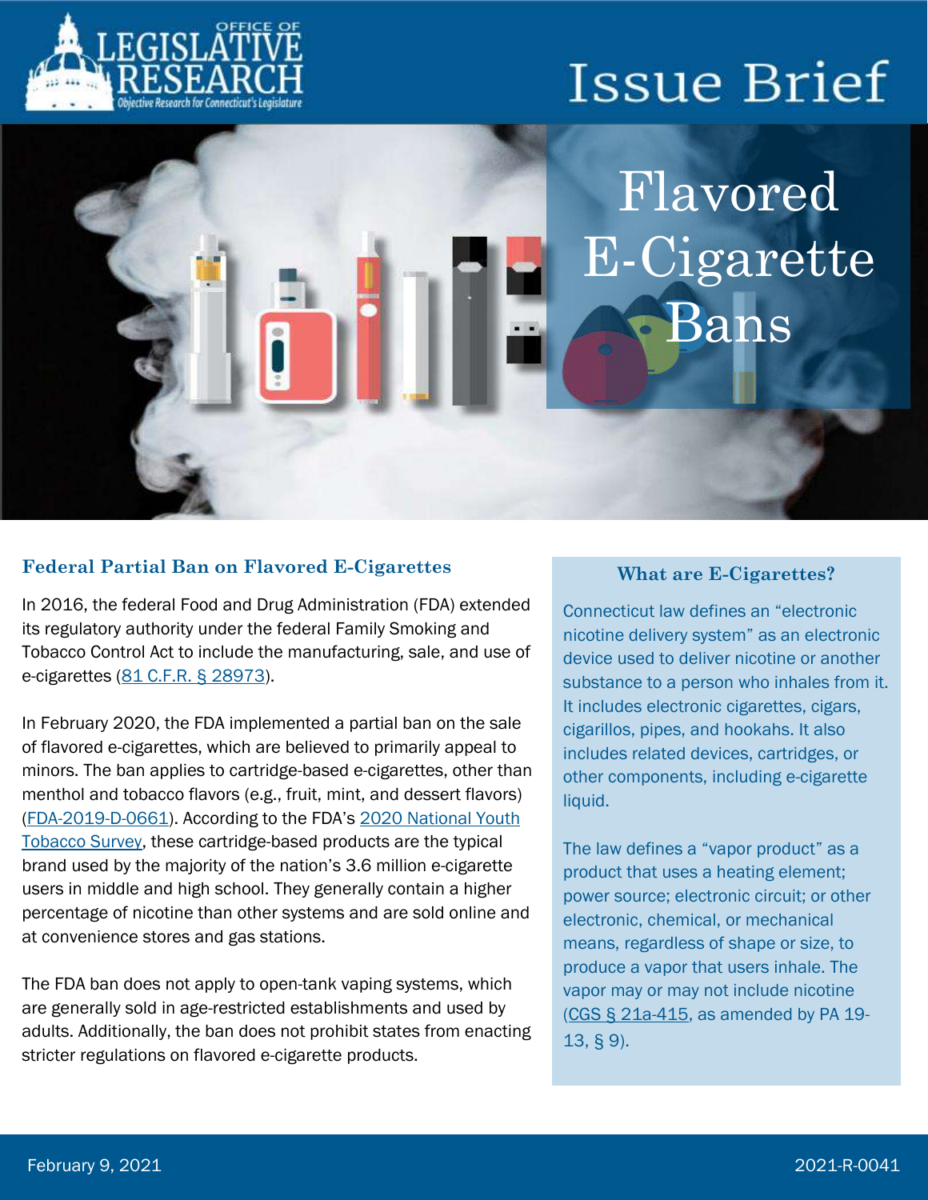# Issue Brief

# Flavored E-Cigarette Bans

## Federal Partial Ban on Flavored E-Cigarettes

In 2016, the federal Food and Drug Administration (FDA) extended its regulatory authority under the federal Family Smoking and Tobacco Control Act to include the manufacturing, sale, and use of e-cigarettes (81 C.F.R. § 28973).

In February 2020, the FDA implemented a partial ban on the sale of flavored e-cigarettes, which are believed to primarily appeal to minors. The ban applies to cartridge-based e-cigarettes, other than menthol and tobacco flavors (e.g., fruit, mint, and dessert flavors) (FDA-2019-D-0661). According to the FDA's 2020 National Youth Tobacco Survey, these cartridge-based products are the typical brand used by the majority of the nation's 3.6 million e-cigarette users in middle and high school. They generally contain a higher percentage of nicotine than other systems and are sold online and at convenience stores and gas stations.

The FDA ban does not apply to open-tank vaping systems, which are generally sold in age-restricted establishments and used by adults. Additionally, the ban does not prohibit states from enacting stricter regulations on flavored e-cigarette products.

### What are E-Cigarettes?

Connecticut law defines an "electronic nicotine delivery system" as an electronic device used to deliver nicotine or another substance to a person who inhales from it. It includes electronic cigarettes, cigars, cigarillos, pipes, and hookahs. It also includes related devices, cartridges, or other components, including e-cigarette liquid.

The law defines a "vapor product" as a product that uses a heating element; power source; electronic circuit; or other electronic, chemical, or mechanical means, regardless of shape or size, to produce a vapor that users inhale. The vapor may or may not include nicotine (CGS § 21a-415, as amended by PA 19-13, § 9).

February 9, 2021

2021-R-0041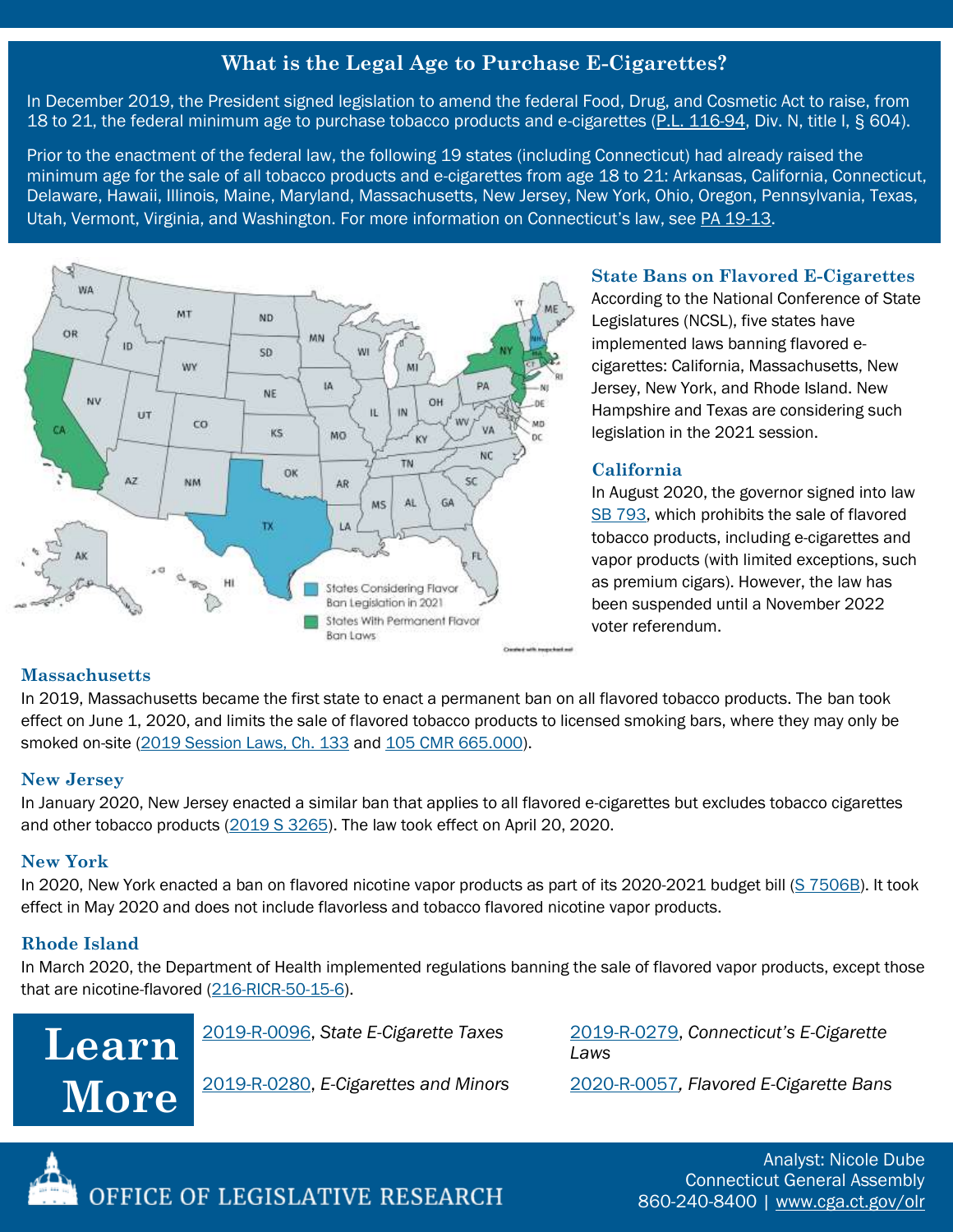## What is the Legal Age to Purchase E-Cigarettes?

In December 2019, the President signed legislation to amend the federal Food, Drug, and Cosmetic Act to raise, from 18 to 21, the federal minimum age to purchase tobacco products and e-cigarettes (P.L. 116-94, Div. N, title I, § 604).

Prior to the enactment of the federal law, the following 19 states (including Connecticut) had already raised the minimum age for the sale of all tobacco products and e-cigarettes from age 18 to 21: Arkansas, California, Connecticut, Delaware, Hawaii, Illinois, Maine, Maryland, Massachusetts, New Jersey, New York, Ohio, Oregon, Pennsylvania, Texas, Utah, Vermont, Virginia, and Washington. For more information on Connecticut's law, see PA 19-13.

States Considering Flavor Ban Legislation in 2021

States With Permanent Flavor Ban Laws

### State Bans on Flavored E-Cigarettes

According to the National Conference of State Legislatures (NCSL), five states have implemented laws banning flavored e-cigarettes: California, Massachusetts, New Jersey, New York, and Rhode Island. New Hampshire and Texas are considering such legislation in the 2021 session.

### California

In August 2020, the governor signed into law SB 793, which prohibits the sale of flavored tobacco products, including e-cigarettes and vapor products (with limited exceptions, such as premium cigars). However, the law has been suspended until a November 2022 voter referendum.

### Massachusetts

In 2019, Massachusetts became the first state to enact a permanent ban on all flavored tobacco products. The ban took effect on June 1, 2020, and limits the sale of flavored tobacco products to licensed smoking bars, where they may only be smoked on-site (2019 Session Laws, Ch. 133 and 105 CMR 665.000).

### New Jersey

In January 2020, New Jersey enacted a similar ban that applies to all flavored e-cigarettes but excludes tobacco cigarettes and other tobacco products (2019 S 3265). The law took effect on April 20, 2020.

### New York

In 2020, New York enacted a ban on flavored nicotine vapor products as part of its 2020-2021 budget bill (S 7506B). It took effect in May 2020 and does not include flavorless and tobacco flavored nicotine vapor products.

### Rhode Island

In March 2020, the Department of Health implemented regulations banning the sale of flavored vapor products, except those that are nicotine-flavored (216-RICR-50-15-6).

## Learn More

2019-R-0096, *State E-Cigarette Taxes*

2019-R-0280, *E-Cigarettes and Minors*

2019-R-0279, *Connecticut's E-Cigarette Laws*

2020-R-0057, *Flavored E-Cigarette Bans*

OFFICE OF LEGISLATIVE RESEARCH

Analyst: Nicole Dube
Connecticut General Assembly
860-240-8400 | www.cga.ct.gov/olr